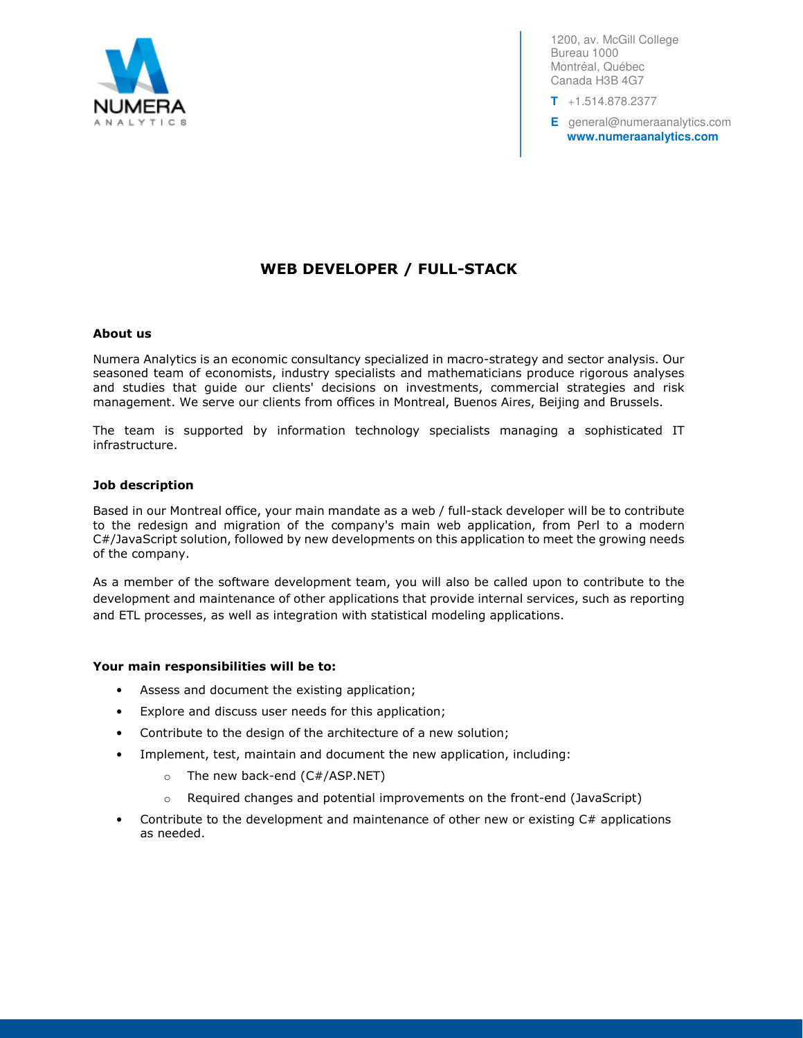NUMERA
ANALYTICS

1200, av. McGill College
Bureau 1000
Montréal, Québec
Canada H3B 4G7

**T** +1.514.878.2377

**E** general@numeraanalytics.com
**www.numeraanalytics.com**

# WEB DEVELOPER / FULL-STACK

### About us

Numera Analytics is an economic consultancy specialized in macro-strategy and sector analysis. Our seasoned team of economists, industry specialists and mathematicians produce rigorous analyses and studies that guide our clients' decisions on investments, commercial strategies and risk management. We serve our clients from offices in Montreal, Buenos Aires, Beijing and Brussels.

The team is supported by information technology specialists managing a sophisticated IT infrastructure.

### Job description

Based in our Montreal office, your main mandate as a web / full-stack developer will be to contribute to the redesign and migration of the company's main web application, from Perl to a modern C#/JavaScript solution, followed by new developments on this application to meet the growing needs of the company.

As a member of the software development team, you will also be called upon to contribute to the development and maintenance of other applications that provide internal services, such as reporting and ETL processes, as well as integration with statistical modeling applications.

### Your main responsibilities will be to:

- Assess and document the existing application;
- Explore and discuss user needs for this application;
- Contribute to the design of the architecture of a new solution;
- Implement, test, maintain and document the new application, including:
  - The new back-end (C#/ASP.NET)
  - Required changes and potential improvements on the front-end (JavaScript)
- Contribute to the development and maintenance of other new or existing C# applications as needed.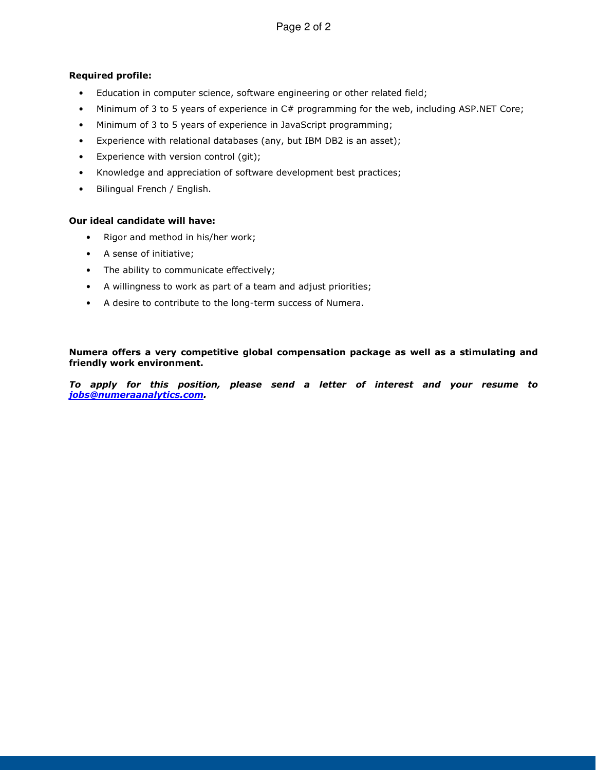**Required profile:**

- Education in computer science, software engineering or other related field;
- Minimum of 3 to 5 years of experience in C# programming for the web, including ASP.NET Core;
- Minimum of 3 to 5 years of experience in JavaScript programming;
- Experience with relational databases (any, but IBM DB2 is an asset);
- Experience with version control (git);
- Knowledge and appreciation of software development best practices;
- Bilingual French / English.

**Our ideal candidate will have:**

- Rigor and method in his/her work;
- A sense of initiative;
- The ability to communicate effectively;
- A willingness to work as part of a team and adjust priorities;
- A desire to contribute to the long-term success of Numera.

**Numera offers a very competitive global compensation package as well as a stimulating and friendly work environment.**

***To apply for this position, please send a letter of interest and your resume to [jobs@numeraanalytics.com](mailto:jobs@numeraanalytics.com).***